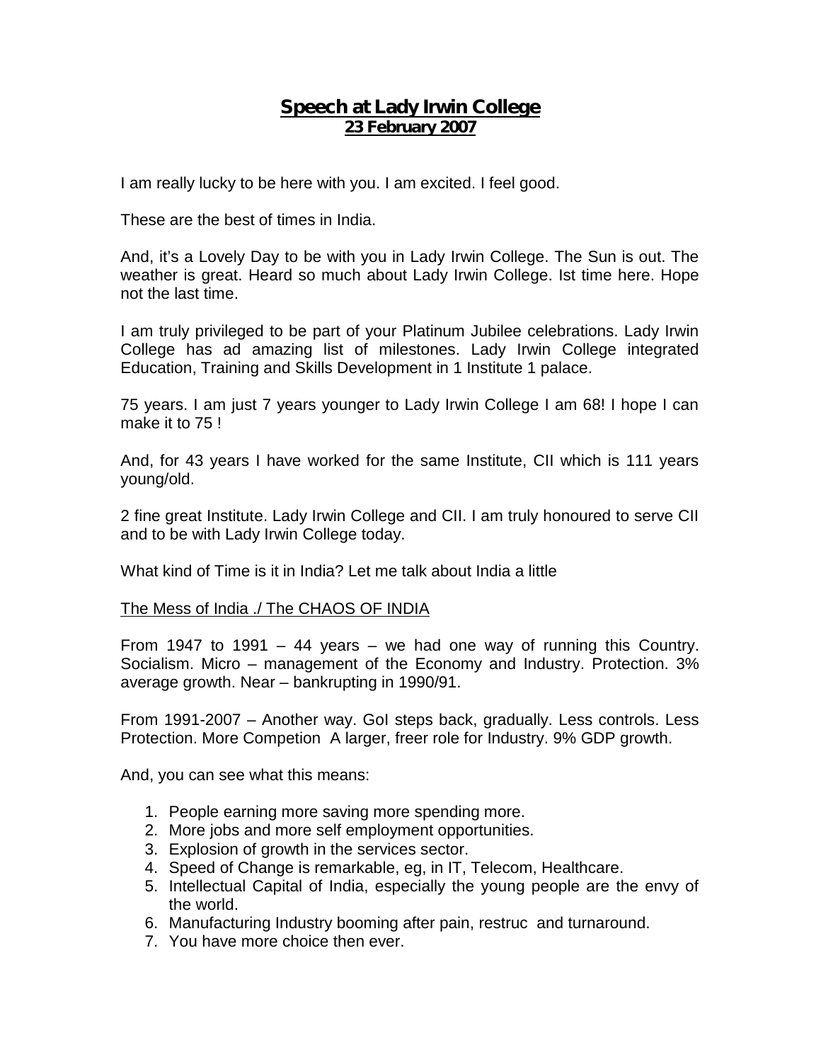# **Speech at Lady Irwin College**
## **23 February 2007**

I am really lucky to be here with you. I am excited. I feel good.

These are the best of times in India.

And, it's a Lovely Day to be with you in Lady Irwin College. The Sun is out. The weather is great. Heard so much about Lady Irwin College. Ist time here. Hope not the last time.

I am truly privileged to be part of your Platinum Jubilee celebrations. Lady Irwin College has ad amazing list of milestones. Lady Irwin College integrated Education, Training and Skills Development in 1 Institute 1 palace.

75 years. I am just 7 years younger to Lady Irwin College I am 68! I hope I can make it to 75 !

And, for 43 years I have worked for the same Institute, CII which is 111 years young/old.

2 fine great Institute. Lady Irwin College and CII. I am truly honoured to serve CII and to be with Lady Irwin College today.

What kind of Time is it in India? Let me talk about India a little

<u>The Mess of India ./ The CHAOS OF INDIA</u>

From 1947 to 1991 – 44 years – we had one way of running this Country. Socialism. Micro – management of the Economy and Industry. Protection. 3% average growth. Near – bankrupting in 1990/91.

From 1991-2007 – Another way. GoI steps back, gradually. Less controls. Less Protection. More Competion A larger, freer role for Industry. 9% GDP growth.

And, you can see what this means:

1. People earning more saving more spending more.
2. More jobs and more self employment opportunities.
3. Explosion of growth in the services sector.
4. Speed of Change is remarkable, eg, in IT, Telecom, Healthcare.
5. Intellectual Capital of India, especially the young people are the envy of the world.
6. Manufacturing Industry booming after pain, restruc and turnaround.
7. You have more choice then ever.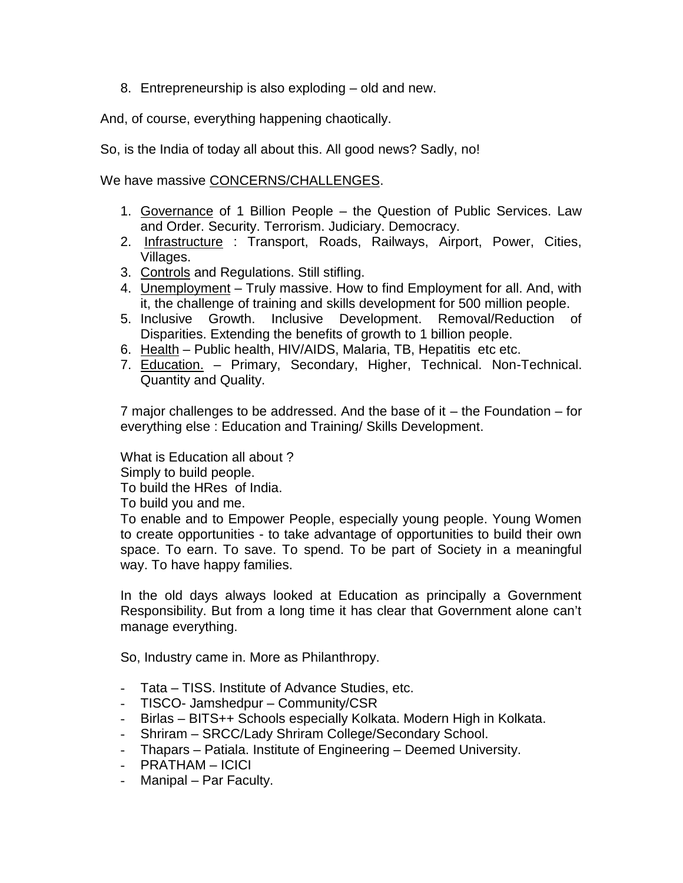8. Entrepreneurship is also exploding – old and new.

And, of course, everything happening chaotically.

So, is the India of today all about this. All good news? Sadly, no!

We have massive <u>CONCERNS/CHALLENGES</u>.

1. <u>Governance</u> of 1 Billion People – the Question of Public Services. Law and Order. Security. Terrorism. Judiciary. Democracy.
2. <u>Infrastructure</u> : Transport, Roads, Railways, Airport, Power, Cities, Villages.
3. <u>Controls</u> and Regulations. Still stifling.
4. <u>Unemployment</u> – Truly massive. How to find Employment for all. And, with it, the challenge of training and skills development for 500 million people.
5. Inclusive Growth. Inclusive Development. Removal/Reduction of Disparities. Extending the benefits of growth to 1 billion people.
6. <u>Health</u> – Public health, HIV/AIDS, Malaria, TB, Hepatitis etc etc.
7. <u>Education.</u> – Primary, Secondary, Higher, Technical. Non-Technical. Quantity and Quality.

7 major challenges to be addressed. And the base of it – the Foundation – for everything else : Education and Training/ Skills Development.

What is Education all about ?
Simply to build people.
To build the HRes of India.
To build you and me.
To enable and to Empower People, especially young people. Young Women to create opportunities - to take advantage of opportunities to build their own space. To earn. To save. To spend. To be part of Society in a meaningful way. To have happy families.

In the old days always looked at Education as principally a Government Responsibility. But from a long time it has clear that Government alone can't manage everything.

So, Industry came in. More as Philanthropy.

- Tata – TISS. Institute of Advance Studies, etc.
- TISCO- Jamshedpur – Community/CSR
- Birlas – BITS++ Schools especially Kolkata. Modern High in Kolkata.
- Shriram – SRCC/Lady Shriram College/Secondary School.
- Thapars – Patiala. Institute of Engineering – Deemed University.
- PRATHAM – ICICI
- Manipal – Par Faculty.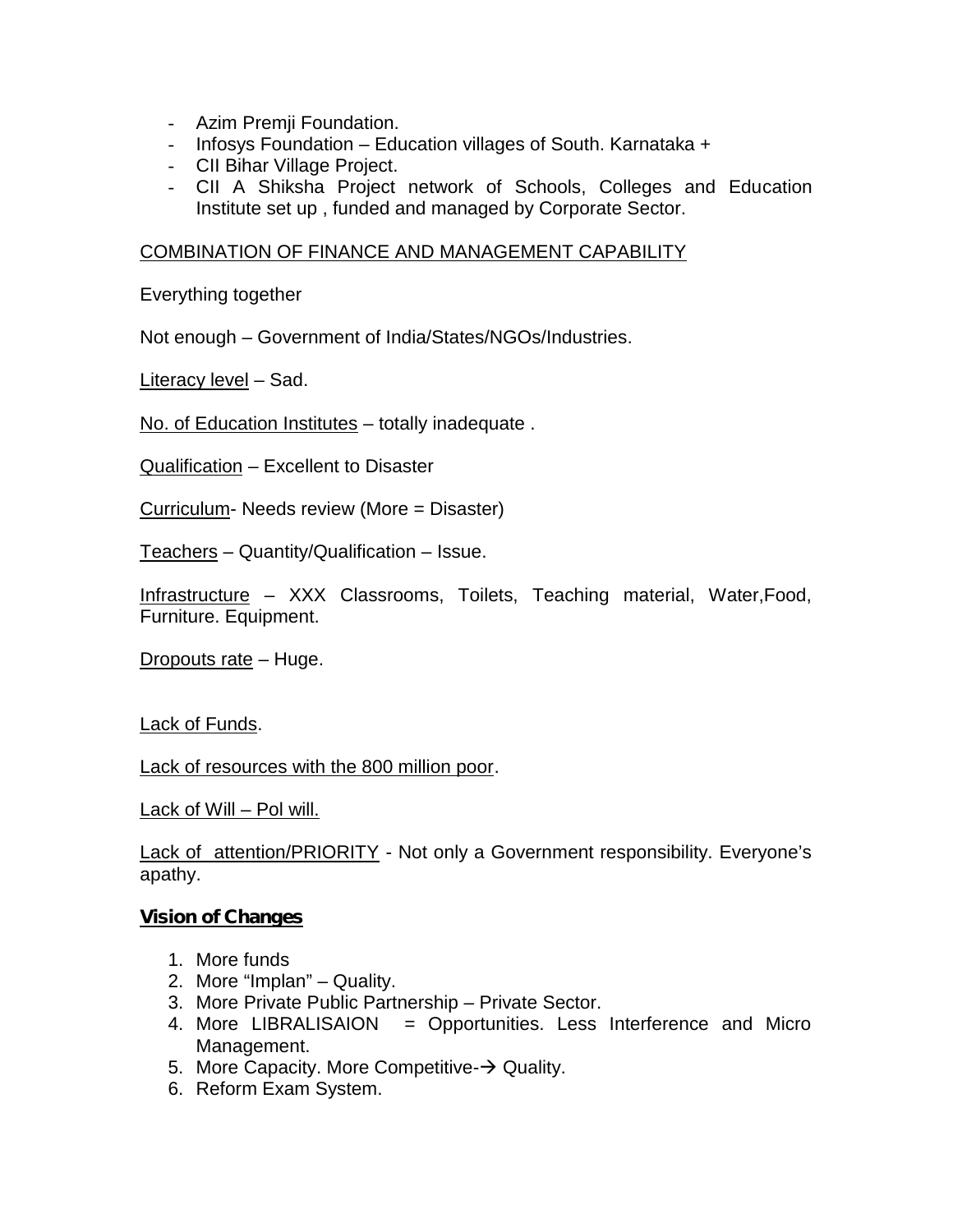- Azim Premji Foundation.
- Infosys Foundation – Education villages of South. Karnataka +
- CII Bihar Village Project.
- CII A Shiksha Project network of Schools, Colleges and Education Institute set up , funded and managed by Corporate Sector.

<u>COMBINATION OF FINANCE AND MANAGEMENT CAPABILITY</u>

Everything together

Not enough – Government of India/States/NGOs/Industries.

<u>Literacy level</u> – Sad.

<u>No. of Education Institutes</u> – totally inadequate .

<u>Qualification</u> – Excellent to Disaster

<u>Curriculum</u>- Needs review (More = Disaster)

<u>Teachers</u> – Quantity/Qualification – Issue.

<u>Infrastructure</u> – XXX Classrooms, Toilets, Teaching material, Water,Food, Furniture. Equipment.

<u>Dropouts rate</u> – Huge.

<u>Lack of Funds</u>.

<u>Lack of resources with the 800 million poor</u>.

<u>Lack of Will – Pol will.</u>

<u>Lack of attention/PRIORITY</u> - Not only a Government responsibility. Everyone's apathy.

**<u>Vision of Changes</u>**

1. More funds
2. More "Implan" – Quality.
3. More Private Public Partnership – Private Sector.
4. More LIBRALISAION = Opportunities. Less Interference and Micro Management.
5. More Capacity. More Competitive-→ Quality.
6. Reform Exam System.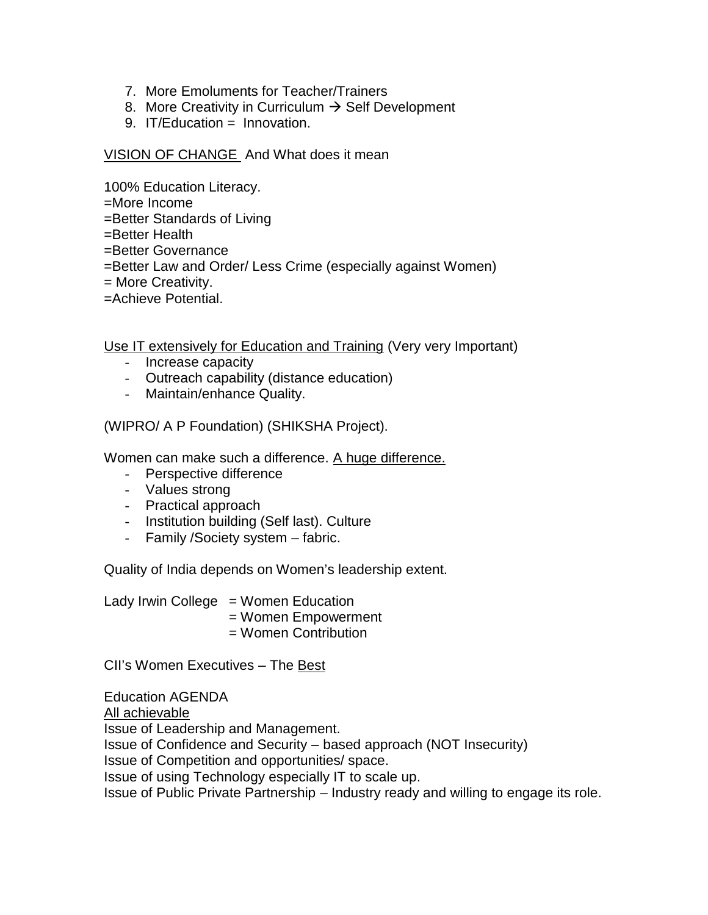7. More Emoluments for Teacher/Trainers
8. More Creativity in Curriculum → Self Development
9. IT/Education = Innovation.

<u>VISION OF CHANGE</u> And What does it mean

100% Education Literacy.
=More Income
=Better Standards of Living
=Better Health
=Better Governance
=Better Law and Order/ Less Crime (especially against Women)
= More Creativity.
=Achieve Potential.

<u>Use IT extensively for Education and Training</u> (Very very Important)

- Increase capacity
- Outreach capability (distance education)
- Maintain/enhance Quality.

(WIPRO/ A P Foundation) (SHIKSHA Project).

Women can make such a difference. <u>A huge difference.</u>

- Perspective difference
- Values strong
- Practical approach
- Institution building (Self last). Culture
- Family /Society system – fabric.

Quality of India depends on Women's leadership extent.

Lady Irwin College = Women Education
= Women Empowerment
= Women Contribution

CII's Women Executives – The <u>Best</u>

Education AGENDA
<u>All achievable</u>
Issue of Leadership and Management.
Issue of Confidence and Security – based approach (NOT Insecurity)
Issue of Competition and opportunities/ space.
Issue of using Technology especially IT to scale up.
Issue of Public Private Partnership – Industry ready and willing to engage its role.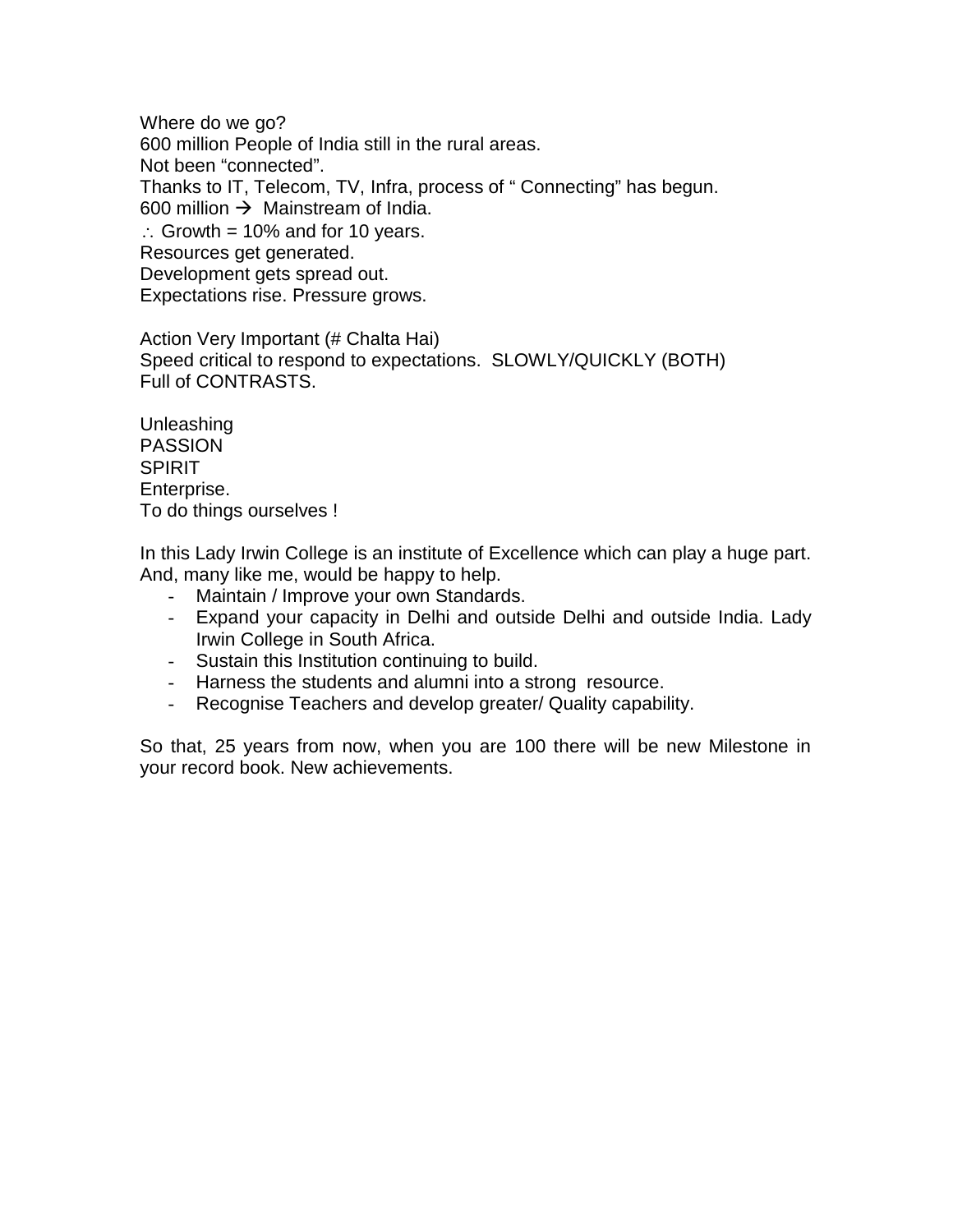Where do we go?
600 million People of India still in the rural areas.
Not been "connected".
Thanks to IT, Telecom, TV, Infra, process of " Connecting" has begun.
600 million → Mainstream of India.
∴ Growth = 10% and for 10 years.
Resources get generated.
Development gets spread out.
Expectations rise. Pressure grows.

Action Very Important (# Chalta Hai)
Speed critical to respond to expectations. SLOWLY/QUICKLY (BOTH)
Full of CONTRASTS.

Unleashing
PASSION
SPIRIT
Enterprise.
To do things ourselves !

In this Lady Irwin College is an institute of Excellence which can play a huge part. And, many like me, would be happy to help.

- Maintain / Improve your own Standards.
- Expand your capacity in Delhi and outside Delhi and outside India. Lady Irwin College in South Africa.
- Sustain this Institution continuing to build.
- Harness the students and alumni into a strong resource.
- Recognise Teachers and develop greater/ Quality capability.

So that, 25 years from now, when you are 100 there will be new Milestone in your record book. New achievements.